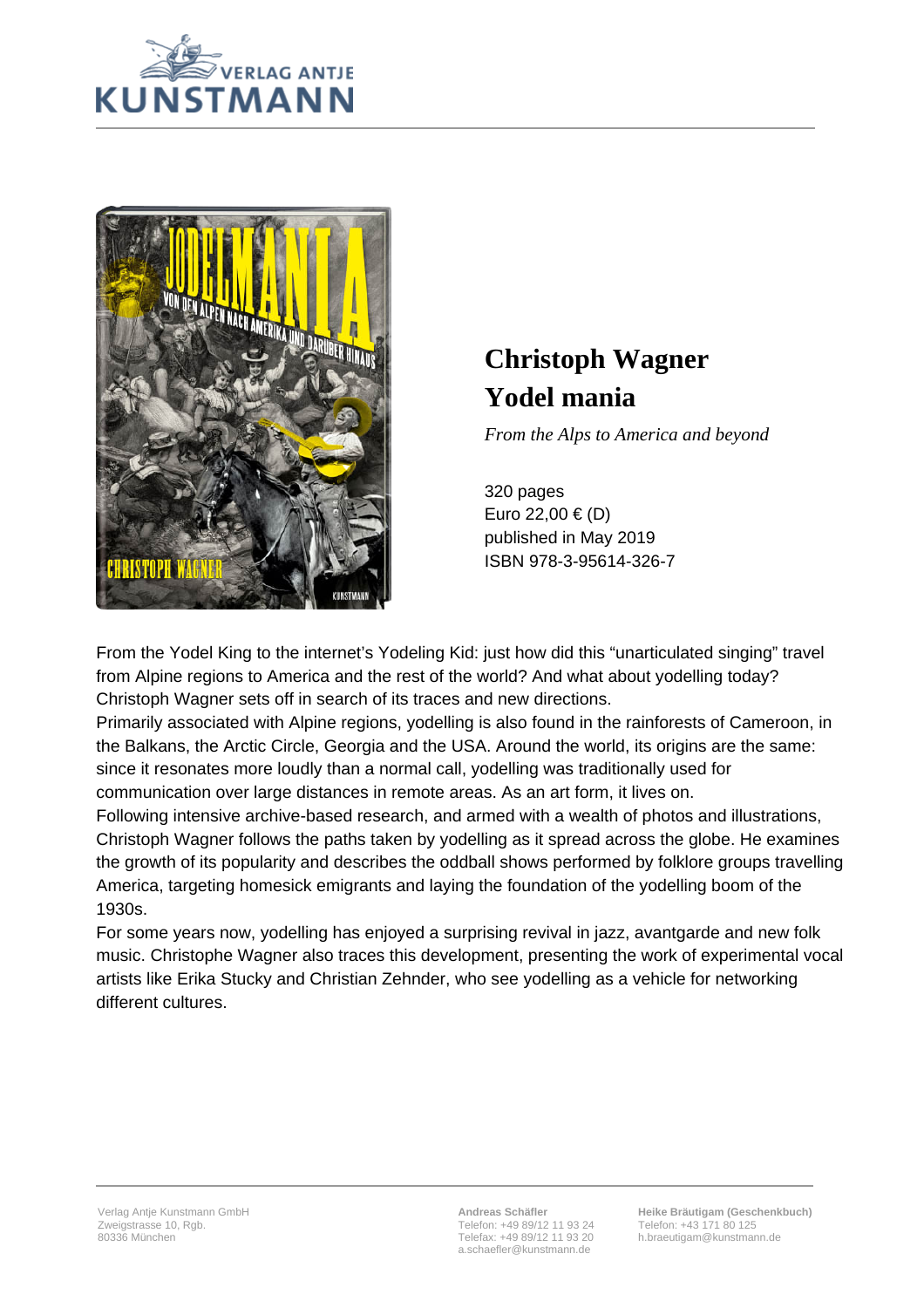VERLAG ANTJE KUNSTMANN

# Christoph Wagner
# Yodel mania

*From the Alps to America and beyond*

320 pages
Euro 22,00 € (D)
published in May 2019
ISBN 978-3-95614-326-7

From the Yodel King to the internet's Yodeling Kid: just how did this "unarticulated singing" travel from Alpine regions to America and the rest of the world? And what about yodelling today? Christoph Wagner sets off in search of its traces and new directions.
Primarily associated with Alpine regions, yodelling is also found in the rainforests of Cameroon, in the Balkans, the Arctic Circle, Georgia and the USA. Around the world, its origins are the same: since it resonates more loudly than a normal call, yodelling was traditionally used for communication over large distances in remote areas. As an art form, it lives on.
Following intensive archive-based research, and armed with a wealth of photos and illustrations, Christoph Wagner follows the paths taken by yodelling as it spread across the globe. He examines the growth of its popularity and describes the oddball shows performed by folklore groups travelling America, targeting homesick emigrants and laying the foundation of the yodelling boom of the 1930s.
For some years now, yodelling has enjoyed a surprising revival in jazz, avantgarde and new folk music. Christophe Wagner also traces this development, presenting the work of experimental vocal artists like Erika Stucky and Christian Zehnder, who see yodelling as a vehicle for networking different cultures.

Verlag Antje Kunstmann GmbH
Zweigstrasse 10, Rgb.
80336 München

**Andreas Schäfler**
Telefon: +49 89/12 11 93 24
Telefax: +49 89/12 11 93 20
a.schaefler@kunstmann.de

**Heike Bräutigam (Geschenkbuch)**
Telefon: +43 171 80 125
h.braeutigam@kunstmann.de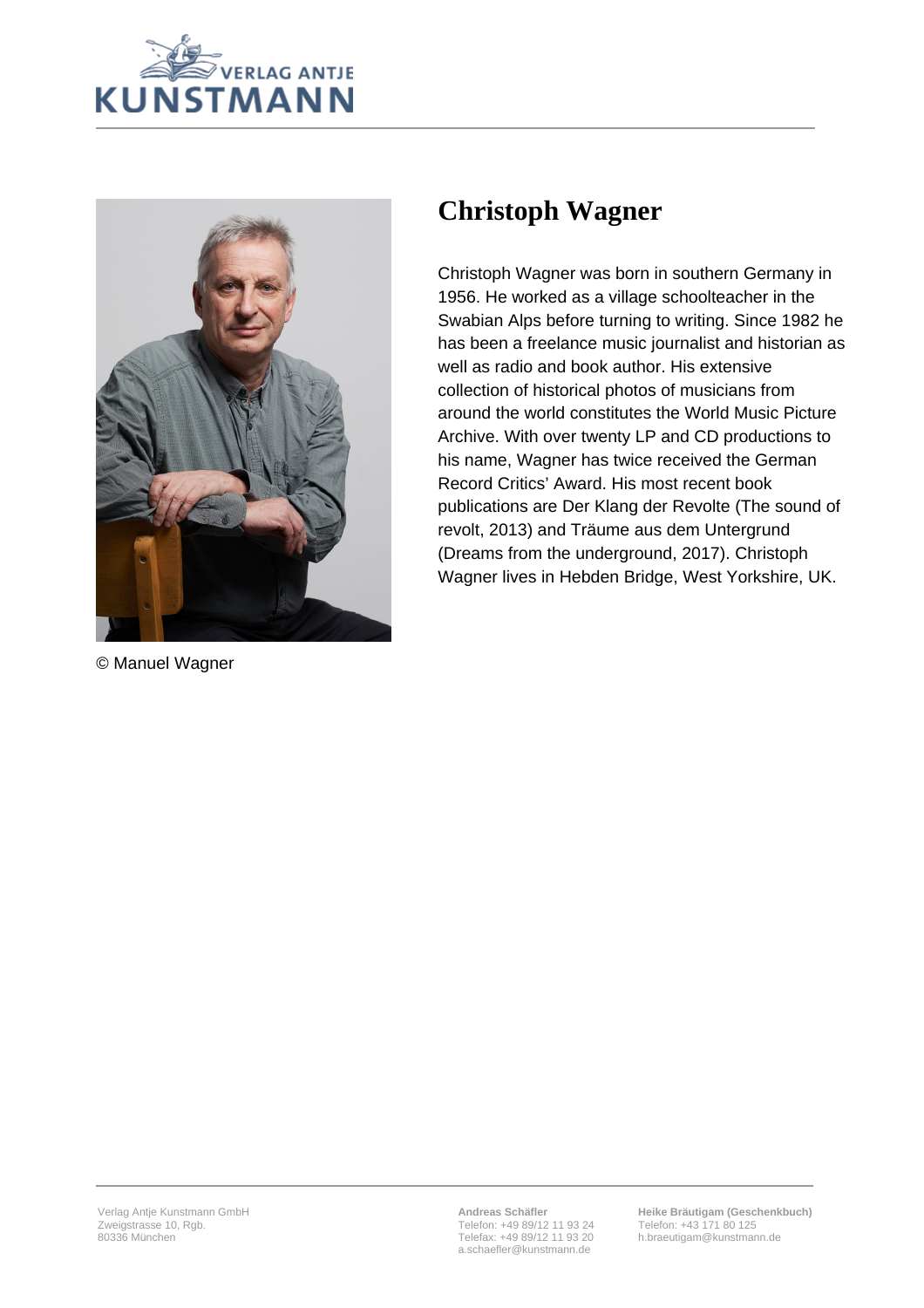# Christoph Wagner

Christoph Wagner was born in southern Germany in 1956. He worked as a village schoolteacher in the Swabian Alps before turning to writing. Since 1982 he has been a freelance music journalist and historian as well as radio and book author. His extensive collection of historical photos of musicians from around the world constitutes the World Music Picture Archive. With over twenty LP and CD productions to his name, Wagner has twice received the German Record Critics' Award. His most recent book publications are Der Klang der Revolte (The sound of revolt, 2013) and Träume aus dem Untergrund (Dreams from the underground, 2017). Christoph Wagner lives in Hebden Bridge, West Yorkshire, UK.

© Manuel Wagner

Verlag Antje Kunstmann GmbH
Zweigstrasse 10, Rgb.
80336 München

**Andreas Schäfler**
Telefon: +49 89/12 11 93 24
Telefax: +49 89/12 11 93 20
a.schaefler@kunstmann.de

**Heike Bräutigam (Geschenkbuch)**
Telefon: +43 171 80 125
h.braeutigam@kunstmann.de